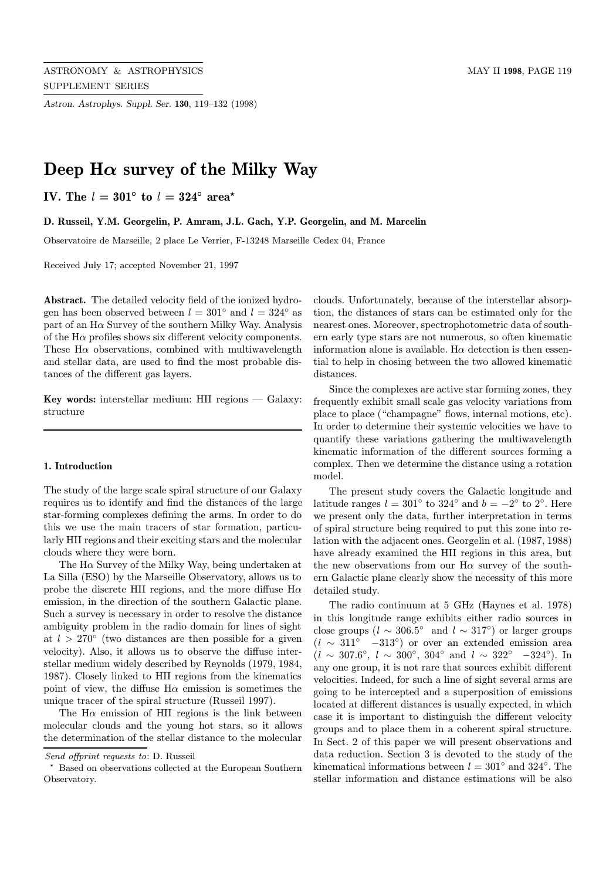# Deep Hα survey of the Milky Way

## IV. The $l = 301°$ to $l = 324°$ area*

**D. Russeil, Y.M. Georgelin, P. Amram, J.L. Gach, Y.P. Georgelin, and M. Marcelin**

Observatoire de Marseille, 2 place Le Verrier, F-13248 Marseille Cedex 04, France

Received July 17; accepted November 21, 1997

**Abstract.** The detailed velocity field of the ionized hydrogen has been observed between $l = 301°$ and $l = 324°$ as part of an Hα Survey of the southern Milky Way. Analysis of the Hα profiles shows six different velocity components. These Hα observations, combined with multiwavelength and stellar data, are used to find the most probable distances of the different gas layers.

**Key words:** interstellar medium: HII regions — Galaxy: structure

### 1. Introduction

The study of the large scale spiral structure of our Galaxy requires us to identify and find the distances of the large star-forming complexes defining the arms. In order to do this we use the main tracers of star formation, particularly HII regions and their exciting stars and the molecular clouds where they were born.

The Hα Survey of the Milky Way, being undertaken at La Silla (ESO) by the Marseille Observatory, allows us to probe the discrete HII regions, and the more diffuse Hα emission, in the direction of the southern Galactic plane. Such a survey is necessary in order to resolve the distance ambiguity problem in the radio domain for lines of sight at $l > 270°$ (two distances are then possible for a given velocity). Also, it allows us to observe the diffuse interstellar medium widely described by Reynolds (1979, 1984, 1987). Closely linked to HII regions from the kinematics point of view, the diffuse Hα emission is sometimes the unique tracer of the spiral structure (Russeil 1997).

The Hα emission of HII regions is the link between molecular clouds and the young hot stars, so it allows the determination of the stellar distance to the molecular clouds. Unfortunately, because of the interstellar absorption, the distances of stars can be estimated only for the nearest ones. Moreover, spectrophotometric data of southern early type stars are not numerous, so often kinematic information alone is available. Hα detection is then essential to help in chosing between the two allowed kinematic distances.

Since the complexes are active star forming zones, they frequently exhibit small scale gas velocity variations from place to place ("champagne" flows, internal motions, etc). In order to determine their systemic velocities we have to quantify these variations gathering the multiwavelength kinematic information of the different sources forming a complex. Then we determine the distance using a rotation model.

The present study covers the Galactic longitude and latitude ranges $l = 301°$ to $324°$ and $b = -2°$ to $2°$. Here we present only the data, further interpretation in terms of spiral structure being required to put this zone into relation with the adjacent ones. Georgelin et al. (1987, 1988) have already examined the HII regions in this area, but the new observations from our Hα survey of the southern Galactic plane clearly show the necessity of this more detailed study.

The radio continuum at 5 GHz (Haynes et al. 1978) in this longitude range exhibits either radio sources in close groups ($l \sim 306.5°$ and $l \sim 317°$) or larger groups ($l \sim 311°$ $-313°$) or over an extended emission area ($l \sim 307.6°$, $l \sim 300°$, $304°$ and $l \sim 322°$ $-324°$). In any one group, it is not rare that sources exhibit different velocities. Indeed, for such a line of sight several arms are going to be intercepted and a superposition of emissions located at different distances is usually expected, in which case it is important to distinguish the different velocity groups and to place them in a coherent spiral structure. In Sect. 2 of this paper we will present observations and data reduction. Section 3 is devoted to the study of the kinematical informations between $l = 301°$ and $324°$. The stellar information and distance estimations will be also

---

*Send offprint requests to*: D. Russeil

\* Based on observations collected at the European Southern Observatory.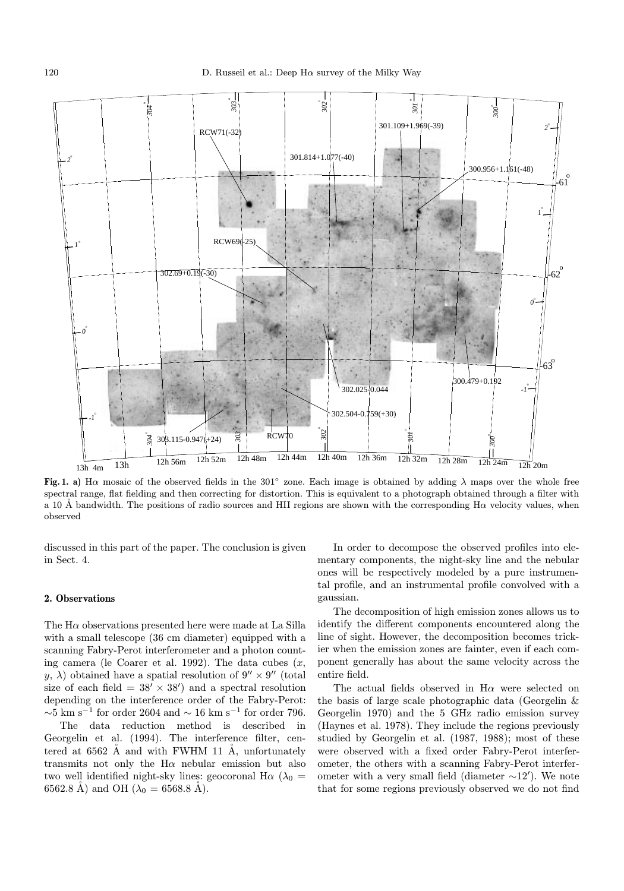**Fig. 1. a)** Hα mosaic of the observed fields in the 301° zone. Each image is obtained by adding λ maps over the whole free spectral range, flat fielding and then correcting for distortion. This is equivalent to a photograph obtained through a filter with a 10 Å bandwidth. The positions of radio sources and HII regions are shown with the corresponding Hα velocity values, when observed

discussed in this part of the paper. The conclusion is given in Sect. 4.

## 2. Observations

The Hα observations presented here were made at La Silla with a small telescope (36 cm diameter) equipped with a scanning Fabry-Perot interferometer and a photon counting camera (le Coarer et al. 1992). The data cubes ($x$, $y$, $\lambda$) obtained have a spatial resolution of $9'' \times 9''$ (total size of each field = $38' \times 38'$) and a spectral resolution depending on the interference order of the Fabry-Perot: $\sim$5 km s$^{-1}$ for order 2604 and $\sim$ 16 km s$^{-1}$ for order 796.

The data reduction method is described in Georgelin et al. (1994). The interference filter, centered at 6562 Å and with FWHM 11 Å, unfortunately transmits not only the Hα nebular emission but also two well identified night-sky lines: geocoronal Hα ($\lambda_0$ = 6562.8 Å) and OH ($\lambda_0$ = 6568.8 Å).

In order to decompose the observed profiles into elementary components, the night-sky line and the nebular ones will be respectively modeled by a pure instrumental profile, and an instrumental profile convolved with a gaussian.

The decomposition of high emission zones allows us to identify the different components encountered along the line of sight. However, the decomposition becomes trickier when the emission zones are fainter, even if each component generally has about the same velocity across the entire field.

The actual fields observed in Hα were selected on the basis of large scale photographic data (Georgelin & Georgelin 1970) and the 5 GHz radio emission survey (Haynes et al. 1978). They include the regions previously studied by Georgelin et al. (1987, 1988); most of these were observed with a fixed order Fabry-Perot interferometer, the others with a scanning Fabry-Perot interferometer with a very small field (diameter $\sim$12′). We note that for some regions previously observed we do not find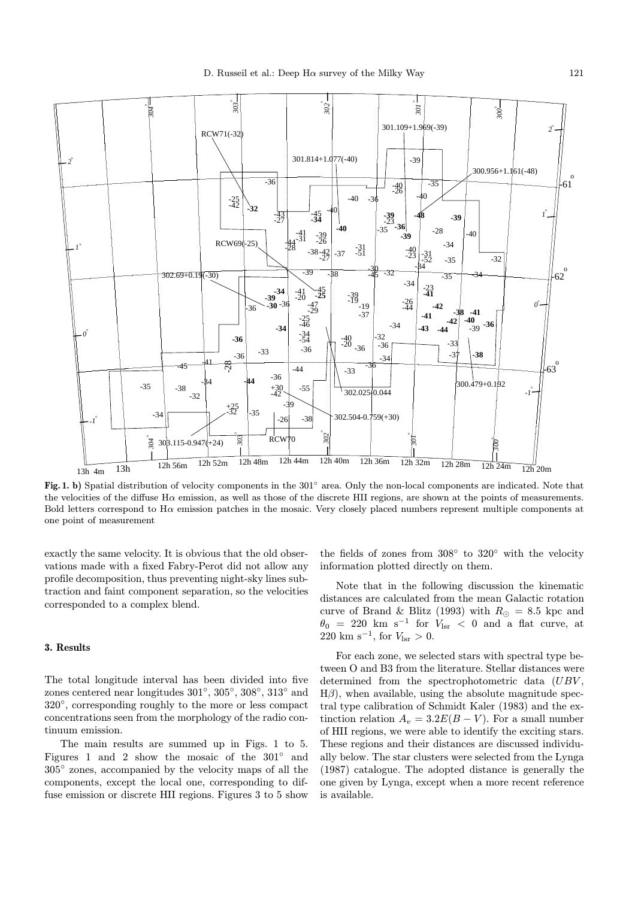**Fig. 1. b)** Spatial distribution of velocity components in the 301° area. Only the non-local components are indicated. Note that the velocities of the diffuse Hα emission, as well as those of the discrete HII regions, are shown at the points of measurements. Bold letters correspond to Hα emission patches in the mosaic. Very closely placed numbers represent multiple components at one point of measurement

exactly the same velocity. It is obvious that the old observations made with a fixed Fabry-Perot did not allow any profile decomposition, thus preventing night-sky lines subtraction and faint component separation, so the velocities corresponded to a complex blend.

### 3. Results

The total longitude interval has been divided into five zones centered near longitudes 301°, 305°, 308°, 313° and 320°, corresponding roughly to the more or less compact concentrations seen from the morphology of the radio continuum emission.

The main results are summed up in Figs. 1 to 5. Figures 1 and 2 show the mosaic of the 301° and 305° zones, accompanied by the velocity maps of all the components, except the local one, corresponding to diffuse emission or discrete HII regions. Figures 3 to 5 show the fields of zones from 308° to 320° with the velocity information plotted directly on them.

Note that in the following discussion the kinematic distances are calculated from the mean Galactic rotation curve of Brand & Blitz (1993) with $R_{\odot} = 8.5$ kpc and $\theta_0 = 220$ km s$^{-1}$ for $V_{\rm lsr} < 0$ and a flat curve, at 220 km s$^{-1}$, for $V_{\rm lsr} > 0$.

For each zone, we selected stars with spectral type between O and B3 from the literature. Stellar distances were determined from the spectrophotometric data ($UBV$, H$\beta$), when available, using the absolute magnitude spectral type calibration of Schmidt Kaler (1983) and the extinction relation $A_v = 3.2E(B-V)$. For a small number of HII regions, we were able to identify the exciting stars. These regions and their distances are discussed individually below. The star clusters were selected from the Lynga (1987) catalogue. The adopted distance is generally the one given by Lynga, except when a more recent reference is available.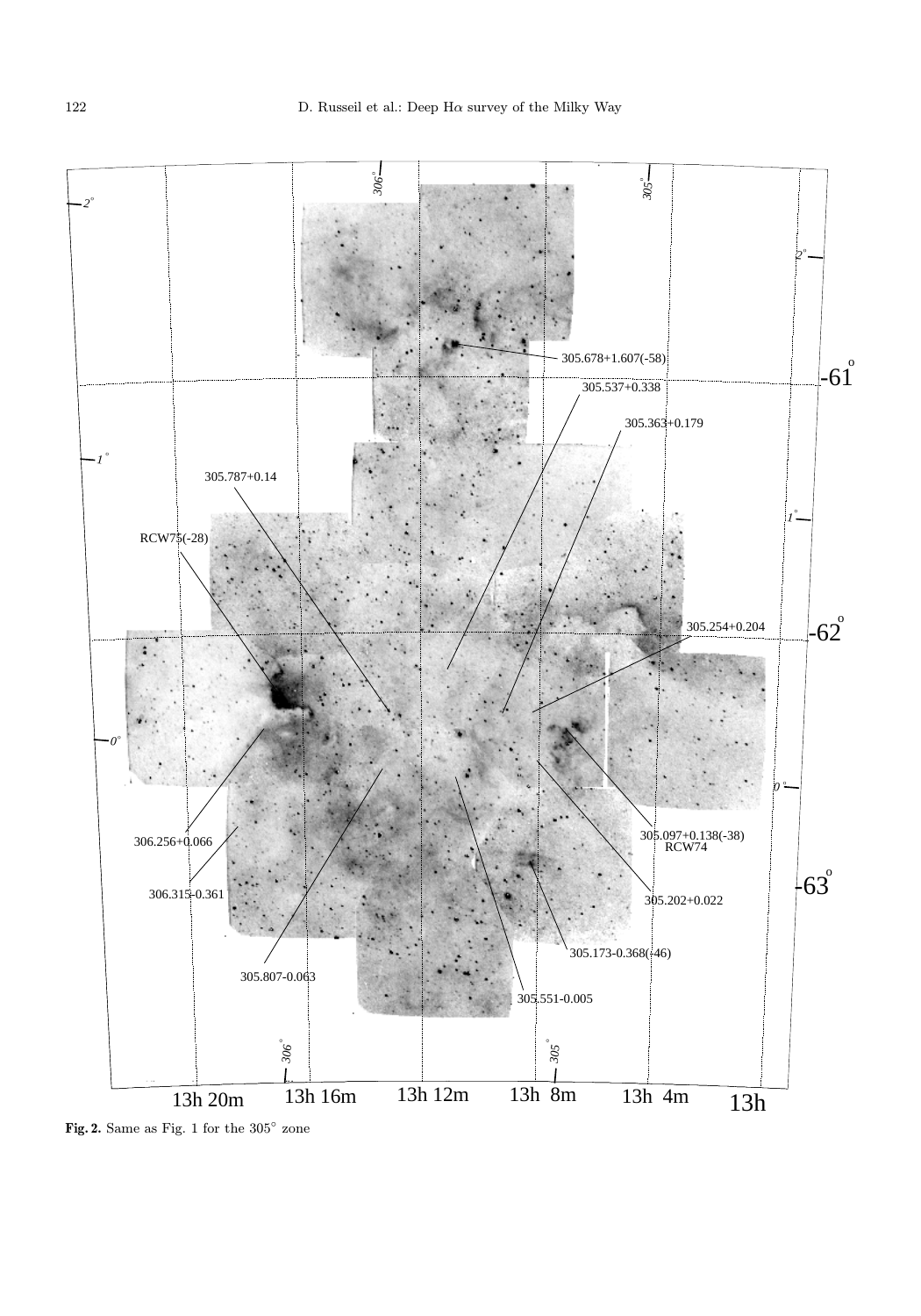**Fig. 2.** Same as Fig. 1 for the 305° zone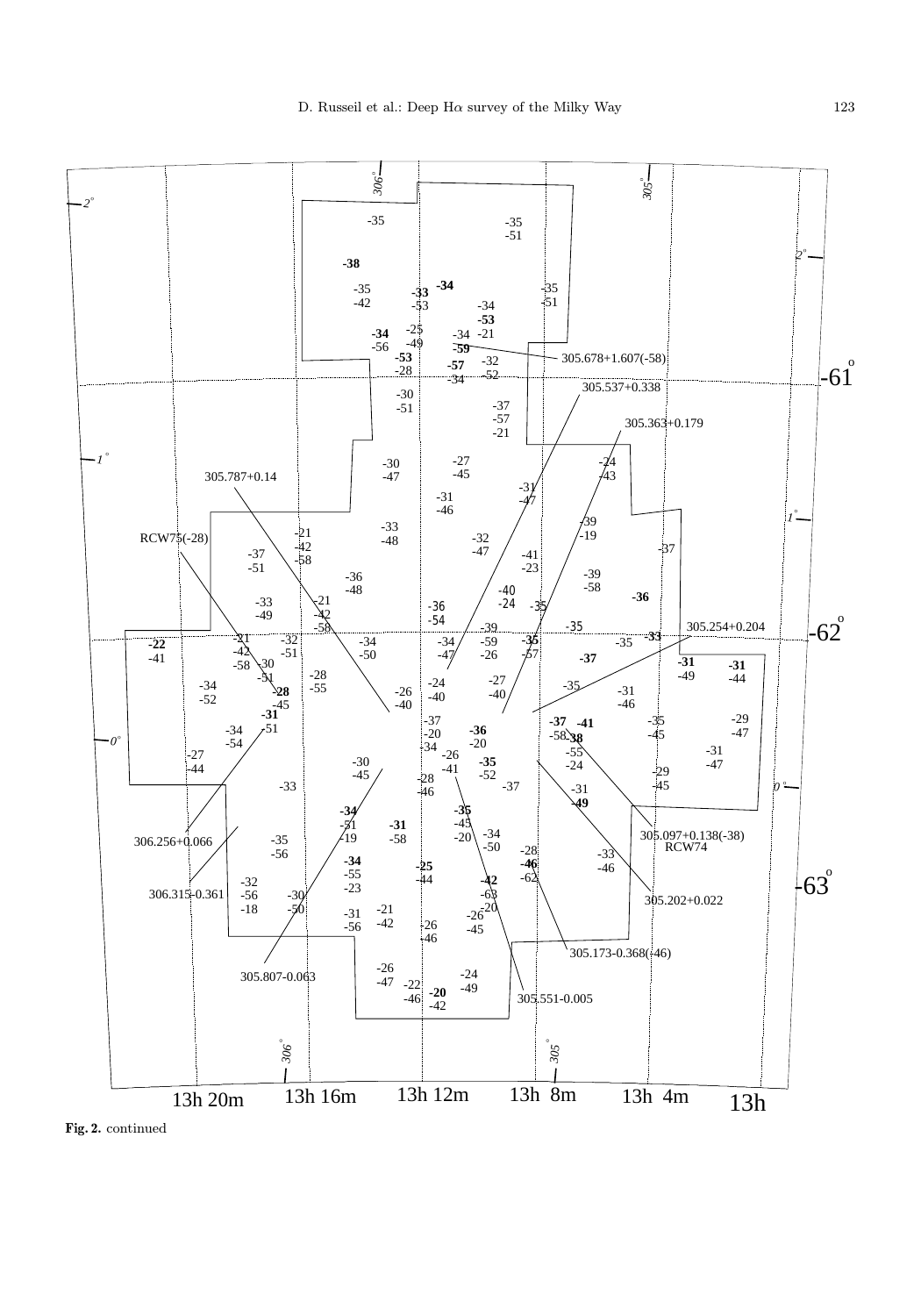Fig. 2. continued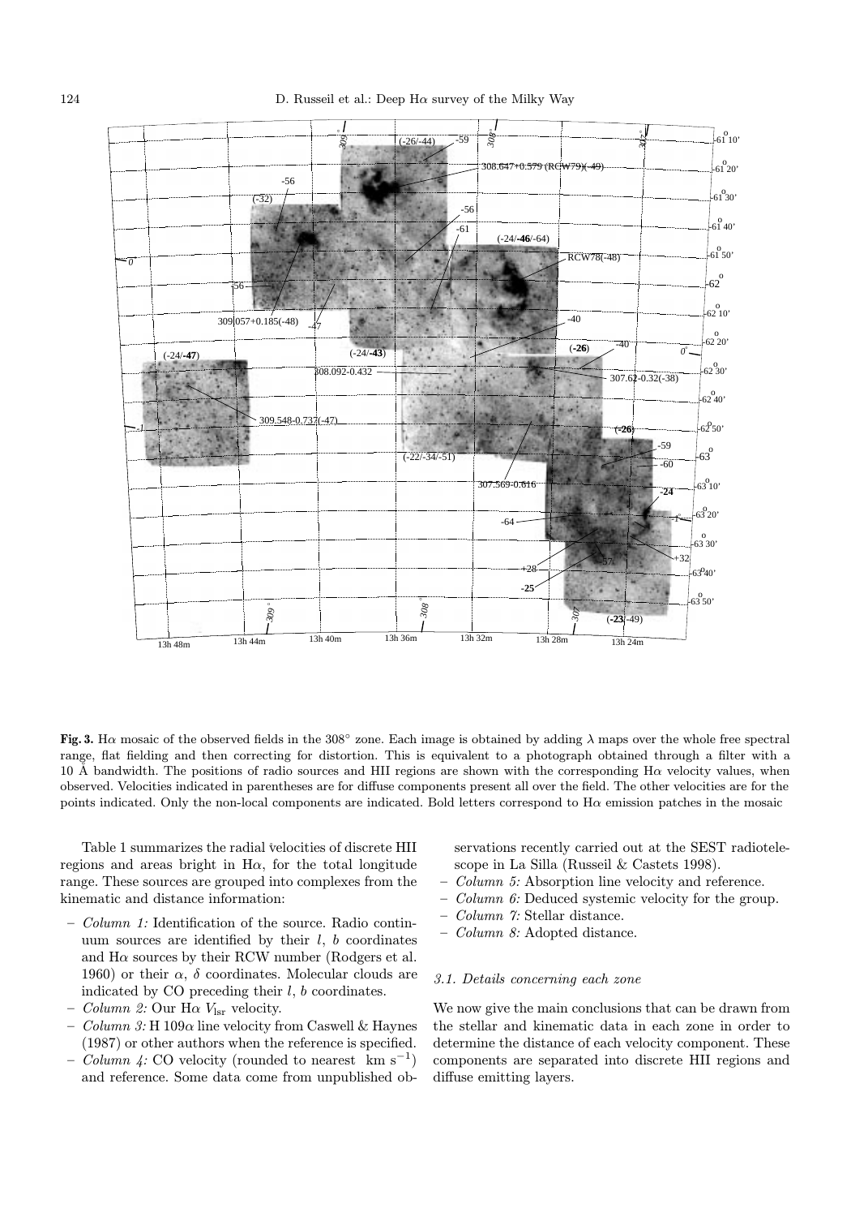**Fig. 3.** Hα mosaic of the observed fields in the 308° zone. Each image is obtained by adding λ maps over the whole free spectral range, flat fielding and then correcting for distortion. This is equivalent to a photograph obtained through a filter with a 10 Å bandwidth. The positions of radio sources and HII regions are shown with the corresponding Hα velocity values, when observed. Velocities indicated in parentheses are for diffuse components present all over the field. The other velocities are for the points indicated. Only the non-local components are indicated. Bold letters correspond to Hα emission patches in the mosaic

Table 1 summarizes the radial velocities of discrete HII regions and areas bright in Hα, for the total longitude range. These sources are grouped into complexes from the kinematic and distance information:

- *Column 1:* Identification of the source. Radio continuum sources are identified by their $l$, $b$ coordinates and Hα sources by their RCW number (Rodgers et al. 1960) or their $\alpha$, $\delta$ coordinates. Molecular clouds are indicated by CO preceding their $l$, $b$ coordinates.
- *Column 2:* Our Hα $V_{\rm lsr}$ velocity.
- *Column 3:* H 109α line velocity from Caswell & Haynes (1987) or other authors when the reference is specified.
- *Column 4:* CO velocity (rounded to nearest km $s^{-1}$) and reference. Some data come from unpublished observations recently carried out at the SEST radiotelescope in La Silla (Russeil & Castets 1998).
- *Column 5:* Absorption line velocity and reference.
- *Column 6:* Deduced systemic velocity for the group.
- *Column 7:* Stellar distance.
- *Column 8:* Adopted distance.

### 3.1. Details concerning each zone

We now give the main conclusions that can be drawn from the stellar and kinematic data in each zone in order to determine the distance of each velocity component. These components are separated into discrete HII regions and diffuse emitting layers.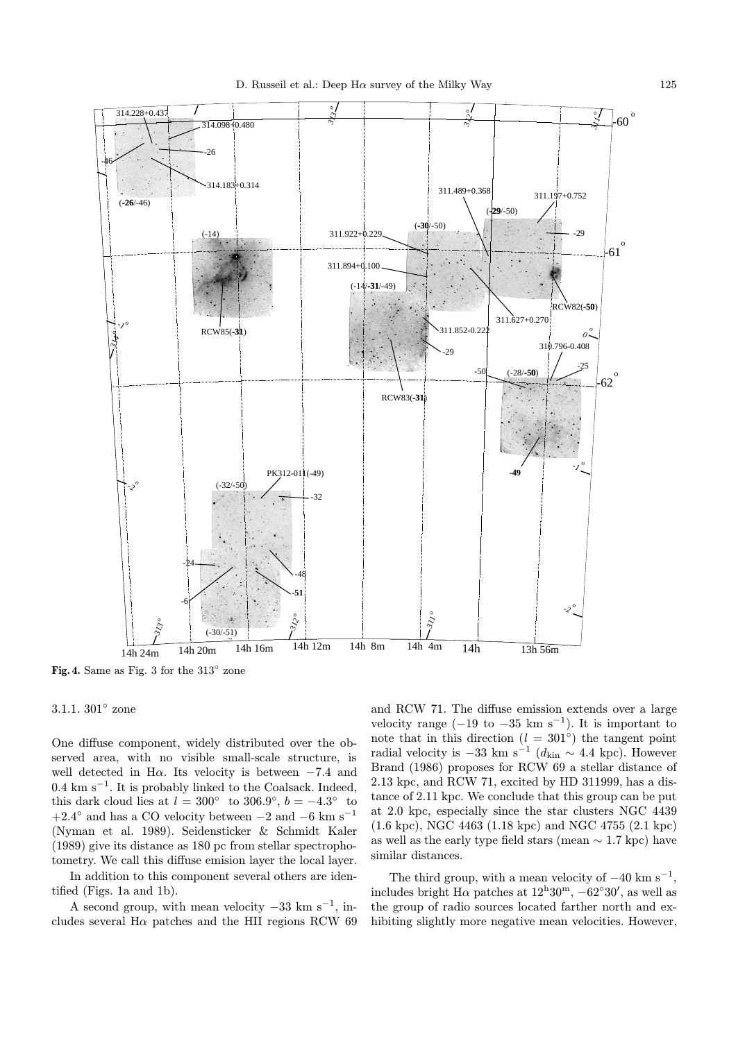**Fig. 4.** Same as Fig. 3 for the 313° zone

3.1.1. 301° zone

One diffuse component, widely distributed over the observed area, with no visible small-scale structure, is well detected in Hα. Its velocity is between −7.4 and 0.4 km s$^{-1}$. It is probably linked to the Coalsack. Indeed, this dark cloud lies at $l = 300°$ to 306.9°, $b = -4.3°$ to +2.4° and has a CO velocity between −2 and −6 km s$^{-1}$ (Nyman et al. 1989). Seidensticker & Schmidt Kaler (1989) give its distance as 180 pc from stellar spectrophotometry. We call this diffuse emision layer the local layer.

In addition to this component several others are identified (Figs. 1a and 1b).

A second group, with mean velocity −33 km s$^{-1}$, includes several Hα patches and the HII regions RCW 69 and RCW 71. The diffuse emission extends over a large velocity range (−19 to −35 km s$^{-1}$). It is important to note that in this direction ($l = 301°$) the tangent point radial velocity is −33 km s$^{-1}$ ($d_{\rm kin} \sim 4.4$ kpc). However Brand (1986) proposes for RCW 69 a stellar distance of 2.13 kpc, and RCW 71, excited by HD 311999, has a distance of 2.11 kpc. We conclude that this group can be put at 2.0 kpc, especially since the star clusters NGC 4439 (1.6 kpc), NGC 4463 (1.18 kpc) and NGC 4755 (2.1 kpc) as well as the early type field stars (mean ∼ 1.7 kpc) have similar distances.

The third group, with a mean velocity of −40 km s$^{-1}$, includes bright Hα patches at 12$^{\rm h}$30$^{\rm m}$, −62°30′, as well as the group of radio sources located farther north and exhibiting slightly more negative mean velocities. However,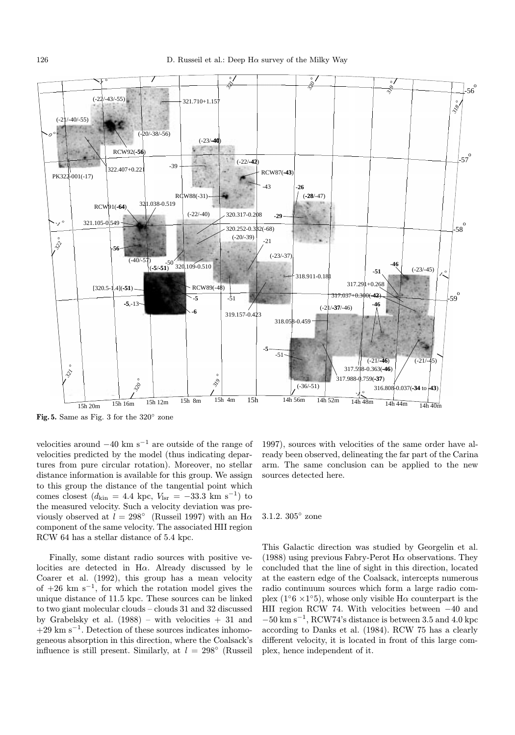**Fig. 5.** Same as Fig. 3 for the 320° zone

velocities around $-40$ km s$^{-1}$ are outside of the range of velocities predicted by the model (thus indicating departures from pure circular rotation). Moreover, no stellar distance information is available for this group. We assign to this group the distance of the tangential point which comes closest ($d_{\rm kin}$ = 4.4 kpc, $V_{\rm lsr} = -33.3$ km s$^{-1}$) to the measured velocity. Such a velocity deviation was previously observed at $l = 298°$ (Russeil 1997) with an Hα component of the same velocity. The associated HII region RCW 64 has a stellar distance of 5.4 kpc.

Finally, some distant radio sources with positive velocities are detected in Hα. Already discussed by le Coarer et al. (1992), this group has a mean velocity of +26 km s$^{-1}$, for which the rotation model gives the unique distance of 11.5 kpc. These sources can be linked to two giant molecular clouds – clouds 31 and 32 discussed by Grabelsky et al. (1988) – with velocities + 31 and +29 km s$^{-1}$. Detection of these sources indicates inhomogeneous absorption in this direction, where the Coalsack's influence is still present. Similarly, at $l = 298°$ (Russeil 1997), sources with velocities of the same order have already been observed, delineating the far part of the Carina arm. The same conclusion can be applied to the new sources detected here.

### 3.1.2. 305° zone

This Galactic direction was studied by Georgelin et al. (1988) using previous Fabry-Perot Hα observations. They concluded that the line of sight in this direction, located at the eastern edge of the Coalsack, intercepts numerous radio continuum sources which form a large radio complex (1°6 ×1°5), whose only visible Hα counterpart is the HII region RCW 74. With velocities between $-40$ and $-50$ km s$^{-1}$, RCW74's distance is between 3.5 and 4.0 kpc according to Danks et al. (1984). RCW 75 has a clearly different velocity, it is located in front of this large complex, hence independent of it.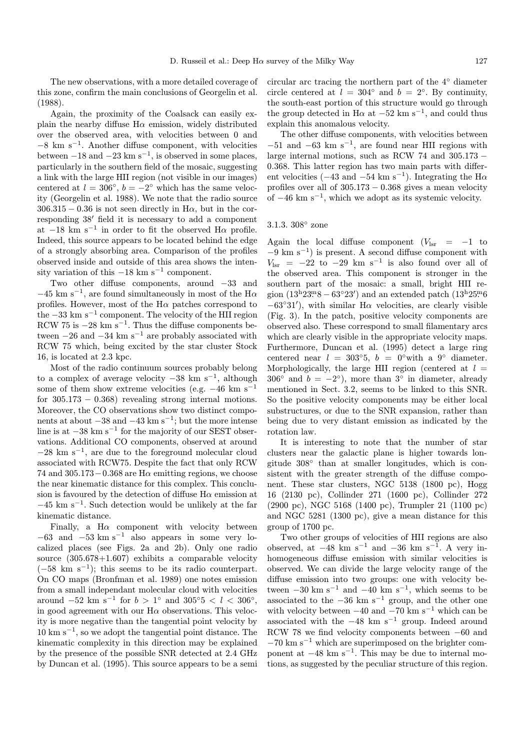The new observations, with a more detailed coverage of this zone, confirm the main conclusions of Georgelin et al. (1988).

Again, the proximity of the Coalsack can easily explain the nearby diffuse Hα emission, widely distributed over the observed area, with velocities between 0 and $-8$ km s$^{-1}$. Another diffuse component, with velocities between $-18$ and $-23$ km s$^{-1}$, is observed in some places, particularly in the southern field of the mosaic, suggesting a link with the large HII region (not visible in our images) centered at $l = 306°$, $b = -2°$ which has the same velocity (Georgelin et al. 1988). We note that the radio source $306.315 - 0.36$ is not seen directly in Hα, but in the corresponding 38′ field it is necessary to add a component at $-18$ km s$^{-1}$ in order to fit the observed Hα profile. Indeed, this source appears to be located behind the edge of a strongly absorbing area. Comparison of the profiles observed inside and outside of this area shows the intensity variation of this $-18$ km s$^{-1}$ component.

Two other diffuse components, around $-33$ and $-45$ km s$^{-1}$, are found simultaneously in most of the Hα profiles. However, most of the Hα patches correspond to the $-33$ km s$^{-1}$ component. The velocity of the HII region RCW 75 is $-28$ km s$^{-1}$. Thus the diffuse components between $-26$ and $-34$ km s$^{-1}$ are probably associated with RCW 75 which, being excited by the star cluster Stock 16, is located at 2.3 kpc.

Most of the radio continuum sources probably belong to a complex of average velocity $-38$ km s$^{-1}$, although some of them show extreme velocities (e.g. $-46$ km s$^{-1}$ for $305.173 - 0.368$) revealing strong internal motions. Moreover, the CO observations show two distinct components at about $-38$ and $-43$ km s$^{-1}$; but the more intense line is at $-38$ km s$^{-1}$ for the majority of our SEST observations. Additional CO components, observed at around $-28$ km s$^{-1}$, are due to the foreground molecular cloud associated with RCW75. Despite the fact that only RCW 74 and $305.173 - 0.368$ are Hα emitting regions, we choose the near kinematic distance for this complex. This conclusion is favoured by the detection of diffuse Hα emission at $-45$ km s$^{-1}$. Such detection would be unlikely at the far kinematic distance.

Finally, a Hα component with velocity between $-63$ and $-53$ km s$^{-1}$ also appears in some very localized places (see Figs. 2a and 2b). Only one radio source ($305.678{+}1.607$) exhibits a comparable velocity ($-58$ km s$^{-1}$); this seems to be its radio counterpart. On CO maps (Bronfman et al. 1989) one notes emission from a small independant molecular cloud with velocities around $-52$ km s$^{-1}$ for $b > 1°$ and $305°5 < l < 306°$, in good agreement with our Hα observations. This velocity is more negative than the tangential point velocity by 10 km s$^{-1}$, so we adopt the tangential point distance. The kinematic complexity in this direction may be explained by the presence of the possible SNR detected at 2.4 GHz by Duncan et al. (1995). This source appears to be a semi circular arc tracing the northern part of the 4° diameter circle centered at $l = 304°$ and $b = 2°$. By continuity, the south-east portion of this structure would go through the group detected in Hα at $-52$ km s$^{-1}$, and could thus explain this anomalous velocity.

The other diffuse components, with velocities between $-51$ and $-63$ km s$^{-1}$, are found near HII regions with large internal motions, such as RCW 74 and $305.173 - 0.368$. This latter region has two main parts with different velocities ($-43$ and $-54$ km s$^{-1}$). Integrating the Hα profiles over all of $305.173 - 0.368$ gives a mean velocity of $-46$ km s$^{-1}$, which we adopt as its systemic velocity.

#### 3.1.3. 308° zone

Again the local diffuse component ($V_{\rm lsr} = -1$ to $-9$ km s$^{-1}$) is present. A second diffuse component with $V_{\rm lsr} = -22$ to $-29$ km s$^{-1}$ is also found over all of the observed area. This component is stronger in the southern part of the mosaic: a small, bright HII region ($13^{\rm h}23^{\rm m}\!.8 - 63°23'$) and an extended patch ($13^{\rm h}25^{\rm m}\!.6$ $-63°31'$), with similar Hα velocities, are clearly visible (Fig. 3). In the patch, positive velocity components are observed also. These correspond to small filamentary arcs which are clearly visible in the appropriate velocity maps. Furthermore, Duncan et al. (1995) detect a large ring centered near $l = 303°5$, $b = 0°$with a 9° diameter. Morphologically, the large HII region (centered at $l = 306°$ and $b = -2°$), more than 3° in diameter, already mentioned in Sect. 3.2, seems to be linked to this SNR. So the positive velocity components may be either local substructures, or due to the SNR expansion, rather than being due to very distant emission as indicated by the rotation law.

It is interesting to note that the number of star clusters near the galactic plane is higher towards longitude 308° than at smaller longitudes, which is consistent with the greater strength of the diffuse component. These star clusters, NGC 5138 (1800 pc), Hogg 16 (2130 pc), Collinder 271 (1600 pc), Collinder 272 (2900 pc), NGC 5168 (1400 pc), Trumpler 21 (1100 pc) and NGC 5281 (1300 pc), give a mean distance for this group of 1700 pc.

Two other groups of velocities of HII regions are also observed, at $-48$ km s$^{-1}$ and $-36$ km s$^{-1}$. A very inhomogeneous diffuse emission with similar velocities is observed. We can divide the large velocity range of the diffuse emission into two groups: one with velocity between $-30$ km s$^{-1}$ and $-40$ km s$^{-1}$, which seems to be associated to the $-36$ km s$^{-1}$ group, and the other one with velocity between $-40$ and $-70$ km s$^{-1}$ which can be associated with the $-48$ km s$^{-1}$ group. Indeed around RCW 78 we find velocity components between $-60$ and $-70$ km s$^{-1}$ which are superimposed on the brighter component at $-48$ km s$^{-1}$. This may be due to internal motions, as suggested by the peculiar structure of this region.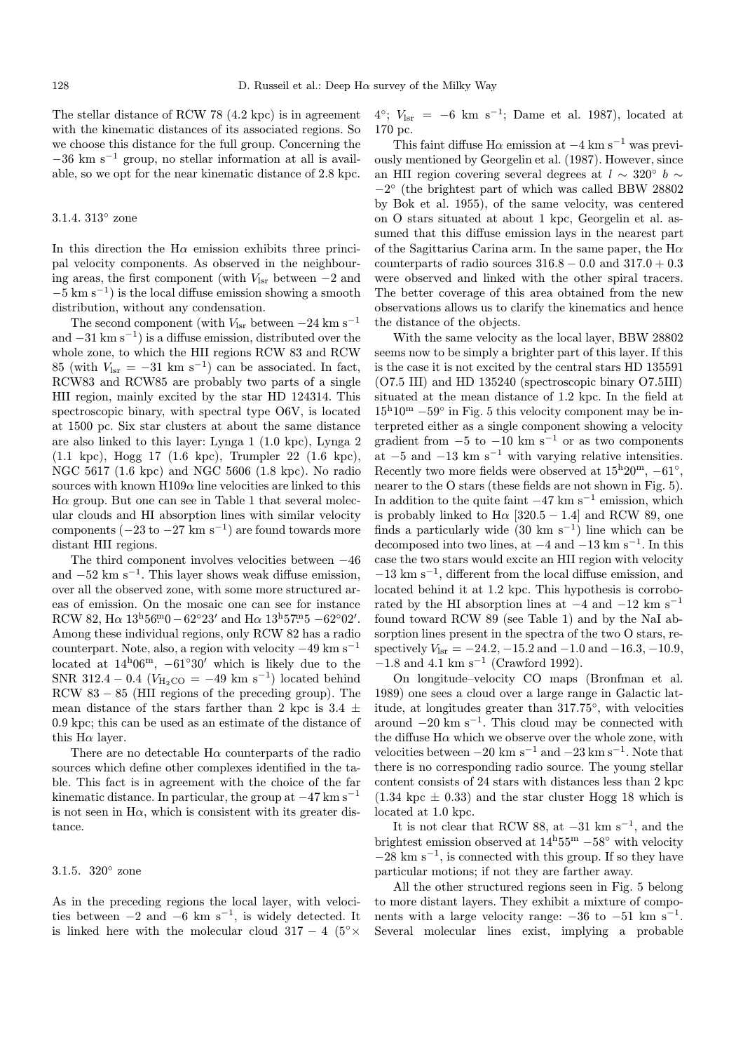The stellar distance of RCW 78 (4.2 kpc) is in agreement with the kinematic distances of its associated regions. So we choose this distance for the full group. Concerning the $-36$ km s$^{-1}$ group, no stellar information at all is available, so we opt for the near kinematic distance of 2.8 kpc.

#### 3.1.4. 313° zone

In this direction the H$\alpha$ emission exhibits three principal velocity components. As observed in the neighbouring areas, the first component (with $V_{\rm lsr}$ between $-2$ and $-5$ km s$^{-1}$) is the local diffuse emission showing a smooth distribution, without any condensation.

The second component (with $V_{\rm lsr}$ between $-24$ km s$^{-1}$ and $-31$ km s$^{-1}$) is a diffuse emission, distributed over the whole zone, to which the HII regions RCW 83 and RCW 85 (with $V_{\rm lsr} = -31$ km s$^{-1}$) can be associated. In fact, RCW83 and RCW85 are probably two parts of a single HII region, mainly excited by the star HD 124314. This spectroscopic binary, with spectral type O6V, is located at 1500 pc. Six star clusters at about the same distance are also linked to this layer: Lynga 1 (1.0 kpc), Lynga 2 (1.1 kpc), Hogg 17 (1.6 kpc), Trumpler 22 (1.6 kpc), NGC 5617 (1.6 kpc) and NGC 5606 (1.8 kpc). No radio sources with known H109$\alpha$ line velocities are linked to this H$\alpha$ group. But one can see in Table 1 that several molecular clouds and HI absorption lines with similar velocity components ($-23$ to $-27$ km s$^{-1}$) are found towards more distant HII regions.

The third component involves velocities between $-46$ and $-52$ km s$^{-1}$. This layer shows weak diffuse emission, over all the observed zone, with some more structured areas of emission. On the mosaic one can see for instance RCW 82, H$\alpha$ $13^{\rm h}56^{\rm m}\!.0 - 62°23'$ and H$\alpha$ $13^{\rm h}57^{\rm m}\!.5$ $-62°02'$. Among these individual regions, only RCW 82 has a radio counterpart. Note, also, a region with velocity $-49$ km s$^{-1}$ located at $14^{\rm h}06^{\rm m}$, $-61°30'$ which is likely due to the SNR $312.4 - 0.4$ ($V_{\rm H_2CO} = -49$ km s$^{-1}$) located behind RCW $83 - 85$ (HII regions of the preceding group). The mean distance of the stars farther than 2 kpc is $3.4 \pm 0.9$ kpc; this can be used as an estimate of the distance of this H$\alpha$ layer.

There are no detectable H$\alpha$ counterparts of the radio sources which define other complexes identified in the table. This fact is in agreement with the choice of the far kinematic distance. In particular, the group at $-47$ km s$^{-1}$ is not seen in H$\alpha$, which is consistent with its greater distance.

#### 3.1.5. 320° zone

As in the preceding regions the local layer, with velocities between $-2$ and $-6$ km s$^{-1}$, is widely detected. It is linked here with the molecular cloud $317 - 4$ ($5° \times 4°$; $V_{\rm lsr} = -6$ km s$^{-1}$; Dame et al. 1987), located at 170 pc.

This faint diffuse H$\alpha$ emission at $-4$ km s$^{-1}$ was previously mentioned by Georgelin et al. (1987). However, since an HII region covering several degrees at $l \sim 320°$ $b \sim -2°$ (the brightest part of which was called BBW 28802 by Bok et al. 1955), of the same velocity, was centered on O stars situated at about 1 kpc, Georgelin et al. assumed that this diffuse emission lays in the nearest part of the Sagittarius Carina arm. In the same paper, the H$\alpha$ counterparts of radio sources $316.8 - 0.0$ and $317.0 + 0.3$ were observed and linked with the other spiral tracers. The better coverage of this area obtained from the new observations allows us to clarify the kinematics and hence the distance of the objects.

With the same velocity as the local layer, BBW 28802 seems now to be simply a brighter part of this layer. If this is the case it is not excited by the central stars HD 135591 (O7.5 III) and HD 135240 (spectroscopic binary O7.5III) situated at the mean distance of 1.2 kpc. In the field at $15^{\rm h}10^{\rm m}$ $-59°$ in Fig. 5 this velocity component may be interpreted either as a single component showing a velocity gradient from $-5$ to $-10$ km s$^{-1}$ or as two components at $-5$ and $-13$ km s$^{-1}$ with varying relative intensities. Recently two more fields were observed at $15^{\rm h}20^{\rm m}$, $-61°$, nearer to the O stars (these fields are not shown in Fig. 5). In addition to the quite faint $-47$ km s$^{-1}$ emission, which is probably linked to H$\alpha$ [$320.5 - 1.4$] and RCW 89, one finds a particularly wide (30 km s$^{-1}$) line which can be decomposed into two lines, at $-4$ and $-13$ km s$^{-1}$. In this case the two stars would excite an HII region with velocity $-13$ km s$^{-1}$, different from the local diffuse emission, and located behind it at 1.2 kpc. This hypothesis is corroborated by the HI absorption lines at $-4$ and $-12$ km s$^{-1}$ found toward RCW 89 (see Table 1) and by the NaI absorption lines present in the spectra of the two O stars, respectively $V_{\rm lsr} = -24.2, -15.2$ and $-1.0$ and $-16.3, -10.9, -1.8$ and 4.1 km s$^{-1}$ (Crawford 1992).

On longitude–velocity CO maps (Bronfman et al. 1989) one sees a cloud over a large range in Galactic latitude, at longitudes greater than 317.75°, with velocities around $-20$ km s$^{-1}$. This cloud may be connected with the diffuse H$\alpha$ which we observe over the whole zone, with velocities between $-20$ km s$^{-1}$ and $-23$ km s$^{-1}$. Note that there is no corresponding radio source. The young stellar content consists of 24 stars with distances less than 2 kpc ($1.34$ kpc $\pm$ 0.33) and the star cluster Hogg 18 which is located at 1.0 kpc.

It is not clear that RCW 88, at $-31$ km s$^{-1}$, and the brightest emission observed at $14^{\rm h}55^{\rm m}$ $-58°$ with velocity $-28$ km s$^{-1}$, is connected with this group. If so they have particular motions; if not they are farther away.

All the other structured regions seen in Fig. 5 belong to more distant layers. They exhibit a mixture of components with a large velocity range: $-36$ to $-51$ km s$^{-1}$. Several molecular lines exist, implying a probable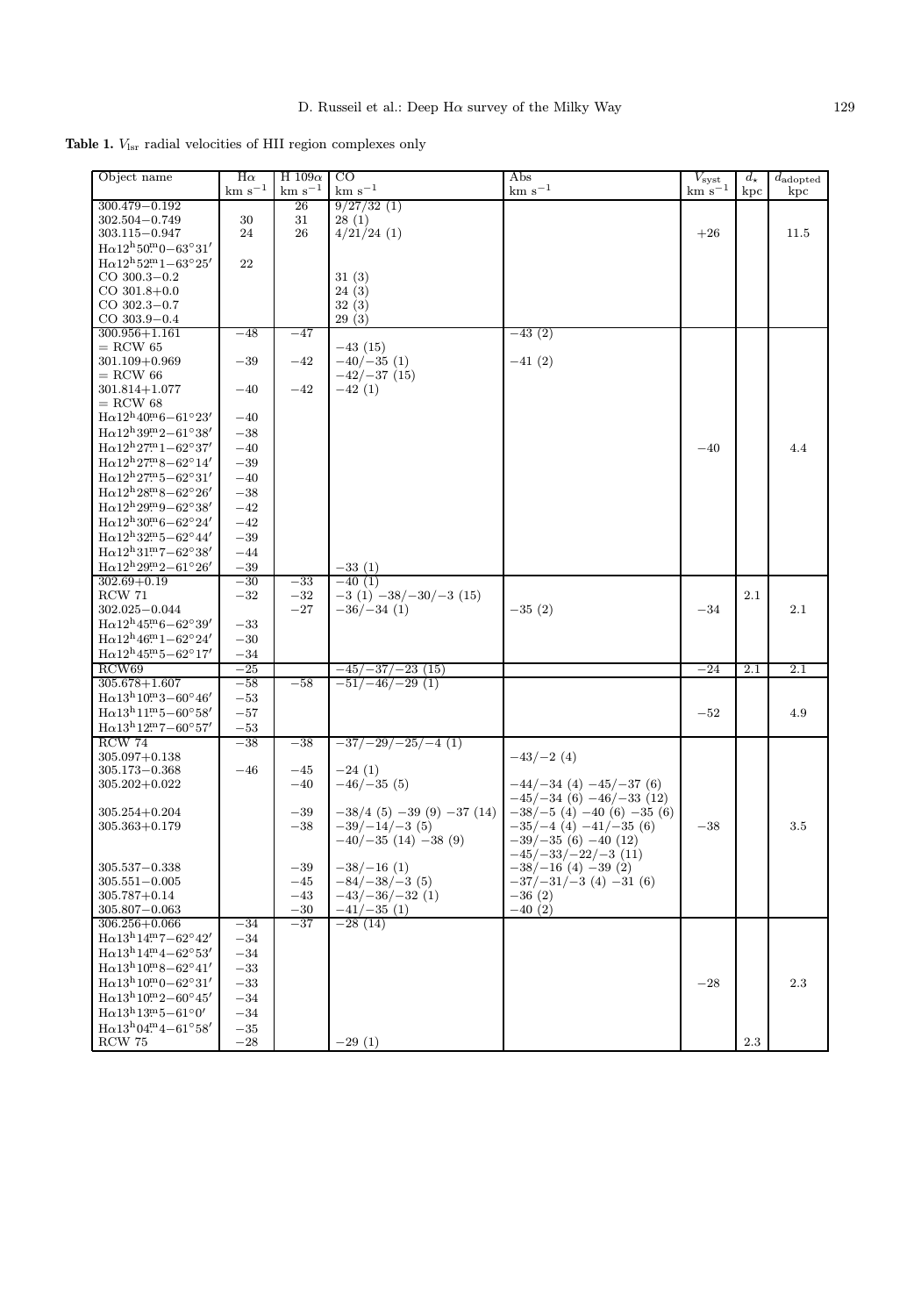**Table 1.** $V_{\rm lsr}$ radial velocities of HII region complexes only

| Object name | Hα km s$^{-1}$ | H 109α km s$^{-1}$ | CO km s$^{-1}$ | Abs km s$^{-1}$ | $V_{\rm syst}$ km s$^{-1}$ | $d_\star$ kpc | $d_{\rm adopted}$ kpc |
|---|---|---|---|---|---|---|---|
| 300.479−0.192 | | 26 | 9/27/32 (1) | | | | |
| 302.504−0.749 | 30 | 31 | 28 (1) | | | | |
| 303.115−0.947 | 24 | 26 | 4/21/24 (1) | | +26 | | 11.5 |
| Hα12$^{\rm h}$50$^{\rm m}$0−63°31′ | | | | | | | |
| Hα12$^{\rm h}$52$^{\rm m}$1−63°25′ | 22 | | | | | | |
| CO 300.3−0.2 | | | 31 (3) | | | | |
| CO 301.8+0.0 | | | 24 (3) | | | | |
| CO 302.3−0.7 | | | 32 (3) | | | | |
| CO 303.9−0.4 | | | 29 (3) | | | | |
| 300.956+1.161 | −48 | −47 | | −43 (2) | | | |
| = RCW 65 | | | −43 (15) | | | | |
| 301.109+0.969 | −39 | −42 | −40/−35 (1) | −41 (2) | | | |
| = RCW 66 | | | −42/−37 (15) | | | | |
| 301.814+1.077 | −40 | −42 | −42 (1) | | | | |
| = RCW 68 | | | | | | | |
| Hα12$^{\rm h}$40$^{\rm m}$6−61°23′ | −40 | | | | | | |
| Hα12$^{\rm h}$39$^{\rm m}$2−61°38′ | −38 | | | | | | |
| Hα12$^{\rm h}$27$^{\rm m}$1−62°37′ | −40 | | | | −40 | | 4.4 |
| Hα12$^{\rm h}$27$^{\rm m}$8−62°14′ | −39 | | | | | | |
| Hα12$^{\rm h}$27$^{\rm m}$5−62°31′ | −40 | | | | | | |
| Hα12$^{\rm h}$28$^{\rm m}$8−62°26′ | −38 | | | | | | |
| Hα12$^{\rm h}$29$^{\rm m}$9−62°38′ | −42 | | | | | | |
| Hα12$^{\rm h}$30$^{\rm m}$6−62°24′ | −42 | | | | | | |
| Hα12$^{\rm h}$32$^{\rm m}$5−62°44′ | −39 | | | | | | |
| Hα12$^{\rm h}$31$^{\rm m}$7−62°38′ | −44 | | | | | | |
| Hα12$^{\rm h}$29$^{\rm m}$2−61°26′ | −39 | | −33 (1) | | | | |
| 302.69+0.19 | −30 | −33 | −40 (1) | | | | |
| RCW 71 | −32 | −32 | −3 (1) −38/−30/−3 (15) | | | 2.1 | |
| 302.025−0.044 | | −27 | −36/−34 (1) | −35 (2) | −34 | | 2.1 |
| Hα12$^{\rm h}$45$^{\rm m}$6−62°39′ | −33 | | | | | | |
| Hα12$^{\rm h}$46$^{\rm m}$1−62°24′ | −30 | | | | | | |
| Hα12$^{\rm h}$45$^{\rm m}$5−62°17′ | −34 | | | | | | |
| RCW69 | −25 | | −45/−37/−23 (15) | | −24 | 2.1 | 2.1 |
| 305.678+1.607 | −58 | −58 | −51/−46/−29 (1) | | | | |
| Hα13$^{\rm h}$10$^{\rm m}$3−60°46′ | −53 | | | | | | |
| Hα13$^{\rm h}$11$^{\rm m}$5−60°58′ | −57 | | | | −52 | | 4.9 |
| Hα13$^{\rm h}$12$^{\rm m}$7−60°57′ | −53 | | | | | | |
| RCW 74 | −38 | −38 | −37/−29/−25/−4 (1) | | | | |
| 305.097+0.138 | | | | −43/−2 (4) | | | |
| 305.173−0.368 | −46 | −45 | −24 (1) | | | | |
| 305.202+0.022 | | −40 | −46/−35 (5) | −44/−34 (4) −45/−37 (6) | | | |
| | | | | −45/−34 (6) −46/−33 (12) | | | |
| 305.254+0.204 | | −39 | −38/4 (5) −39 (9) −37 (14) | −38/−5 (4) −40 (6) −35 (6) | | | |
| 305.363+0.179 | | −38 | −39/−14/−3 (5) | −35/−4 (4) −41/−35 (6) | −38 | | 3.5 |
| | | | −40/−35 (14) −38 (9) | −39/−35 (6) −40 (12) | | | |
| | | | | −45/−33/−22/−3 (11) | | | |
| 305.537−0.338 | | −39 | −38/−16 (1) | −38/−16 (4) −39 (2) | | | |
| 305.551−0.005 | | −45 | −84/−38/−3 (5) | −37/−31/−3 (4) −31 (6) | | | |
| 305.787+0.14 | | −43 | −43/−36/−32 (1) | −36 (2) | | | |
| 305.807−0.063 | | −30 | −41/−35 (1) | −40 (2) | | | |
| 306.256+0.066 | −34 | −37 | −28 (14) | | | | |
| Hα13$^{\rm h}$14$^{\rm m}$7−62°42′ | −34 | | | | | | |
| Hα13$^{\rm h}$14$^{\rm m}$4−62°53′ | −34 | | | | | | |
| Hα13$^{\rm h}$10$^{\rm m}$8−62°41′ | −33 | | | | | | |
| Hα13$^{\rm h}$10$^{\rm m}$0−62°31′ | −33 | | | | −28 | | 2.3 |
| Hα13$^{\rm h}$10$^{\rm m}$2−60°45′ | −34 | | | | | | |
| Hα13$^{\rm h}$13$^{\rm m}$5−61°0′ | −34 | | | | | | |
| Hα13$^{\rm h}$04$^{\rm m}$4−61°58′ | −35 | | | | | | |
| RCW 75 | −28 | | −29 (1) | | | 2.3 | |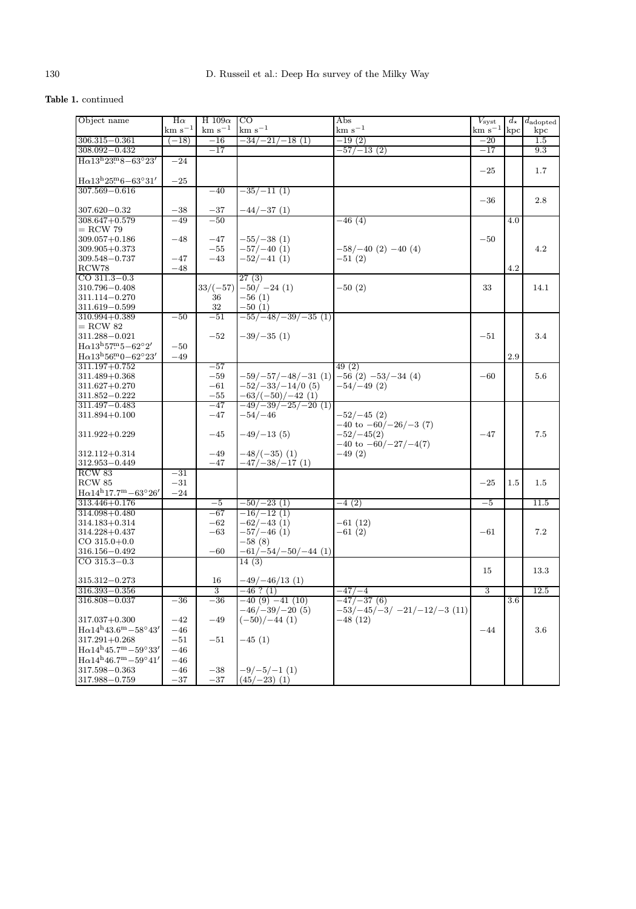**Table 1.** continued

| Object name | Hα km s$^{-1}$ | H 109α km s$^{-1}$ | CO km s$^{-1}$ | Abs km s$^{-1}$ | $V_{\rm syst}$ km s$^{-1}$ | $d_\star$ kpc | $d_{\rm adopted}$ kpc |
|---|---|---|---|---|---|---|---|
| 306.315−0.361 | (−18) | −16 | −34/−21/−18 (1) | −19 (2) | −20 | | 1.5 |
| 308.092−0.432 | | −17 | | −57/−13 (2) | −17 | | 9.3 |
| Hα13$^{\rm h}$23.$^{\rm m}$8−63°23′ | −24 | | | | −25 | | 1.7 |
| Hα13$^{\rm h}$25.$^{\rm m}$6−63°31′ | −25 | | | | | | |
| 307.569−0.616 | | −40 | −35/−11 (1) | | −36 | | 2.8 |
| 307.620−0.32 | −38 | −37 | −44/−37 (1) | | | | |
| 308.647+0.579 = RCW 79 | −49 | −50 | | −46 (4) | | 4.0 | |
| 309.057+0.186 | −48 | −47 | −55/−38 (1) | | −50 | | |
| 309.905+0.373 | | −55 | −57/−40 (1) | −58/−40 (2) −40 (4) | | | 4.2 |
| 309.548−0.737 | −47 | −43 | −52/−41 (1) | −51 (2) | | | |
| RCW78 | −48 | | | | | 4.2 | |
| CO 311.3−0.3 | | | 27 (3) | | | | |
| 310.796−0.408 | | 33/(−57) | −50/ −24 (1) | −50 (2) | 33 | | 14.1 |
| 311.114−0.270 | | 36 | −56 (1) | | | | |
| 311.619−0.599 | | 32 | −50 (1) | | | | |
| 310.994+0.389 = RCW 82 | −50 | −51 | −55/−48/−39/−35 (1) | | | | |
| 311.288−0.021 | | −52 | −39/−35 (1) | | −51 | | 3.4 |
| Hα13$^{\rm h}$57.$^{\rm m}$5−62°2′ | −50 | | | | | | |
| Hα13$^{\rm h}$56.$^{\rm m}$0−62°23′ | −49 | | | | | 2.9 | |
| 311.197+0.752 | | −57 | | 49 (2) | | | |
| 311.489+0.368 | | −59 | −59/−57/−48/−31 (1) | −56 (2) −53/−34 (4) | −60 | | 5.6 |
| 311.627+0.270 | | −61 | −52/−33/−14/0 (5) | −54/−49 (2) | | | |
| 311.852−0.222 | | −55 | −63/(−50)/−42 (1) | | | | |
| 311.497−0.483 | | −47 | −49/−39/−25/−20 (1) | | | | |
| 311.894+0.100 | | −47 | −54/−46 | −52/−45 (2) −40 to −60/−26/−3 (7) | | | |
| 311.922+0.229 | | −45 | −49/−13 (5) | −52/−45(2) −40 to −60/−27/−4(7) | −47 | | 7.5 |
| 312.112+0.314 | | −49 | −48/(−35) (1) | −49 (2) | | | |
| 312.953−0.449 | | −47 | −47/−38/−17 (1) | | | | |
| RCW 83 | −31 | | | | | | |
| RCW 85 | −31 | | | | −25 | 1.5 | 1.5 |
| Hα14$^{\rm h}$17.7$^{\rm m}$−63°26′ | −24 | | | | | | |
| 313.446+0.176 | | −5 | −50/−23 (1) | −4 (2) | −5 | | 11.5 |
| 314.098+0.480 | | −67 | −16/−12 (1) | | | | |
| 314.183+0.314 | | −62 | −62/−43 (1) | −61 (12) | | | |
| 314.228+0.437 | | −63 | −57/−46 (1) | −61 (2) | −61 | | 7.2 |
| CO 315.0+0.0 | | | −58 (8) | | | | |
| 316.156−0.492 | | −60 | −61/−54/−50/−44 (1) | | | | |
| CO 315.3−0.3 | | | 14 (3) | | 15 | | 13.3 |
| 315.312−0.273 | | 16 | −49/−46/13 (1) | | | | |
| 316.393−0.356 | | 3 | −46 ? (1) | −47/−4 | 3 | | 12.5 |
| 316.808−0.037 | −36 | −36 | −40 (9) −41 (10) −46/−39/−20 (5) | −47/−37 (6) −53/−45/−3/ −21/−12/−3 (11) | | 3.6 | |
| 317.037+0.300 | −42 | −49 | (−50)/−44 (1) | −48 (12) | | | |
| Hα14$^{\rm h}$43.6$^{\rm m}$−58°43′ | −46 | | | | −44 | | 3.6 |
| 317.291+0.268 | −51 | −51 | −45 (1) | | | | |
| Hα14$^{\rm h}$45.7$^{\rm m}$−59°33′ | −46 | | | | | | |
| Hα14$^{\rm h}$46.7$^{\rm m}$−59°41′ | −46 | | | | | | |
| 317.598−0.363 | −46 | −38 | −9/−5/−1 (1) | | | | |
| 317.988−0.759 | −37 | −37 | (45/−23) (1) | | | | |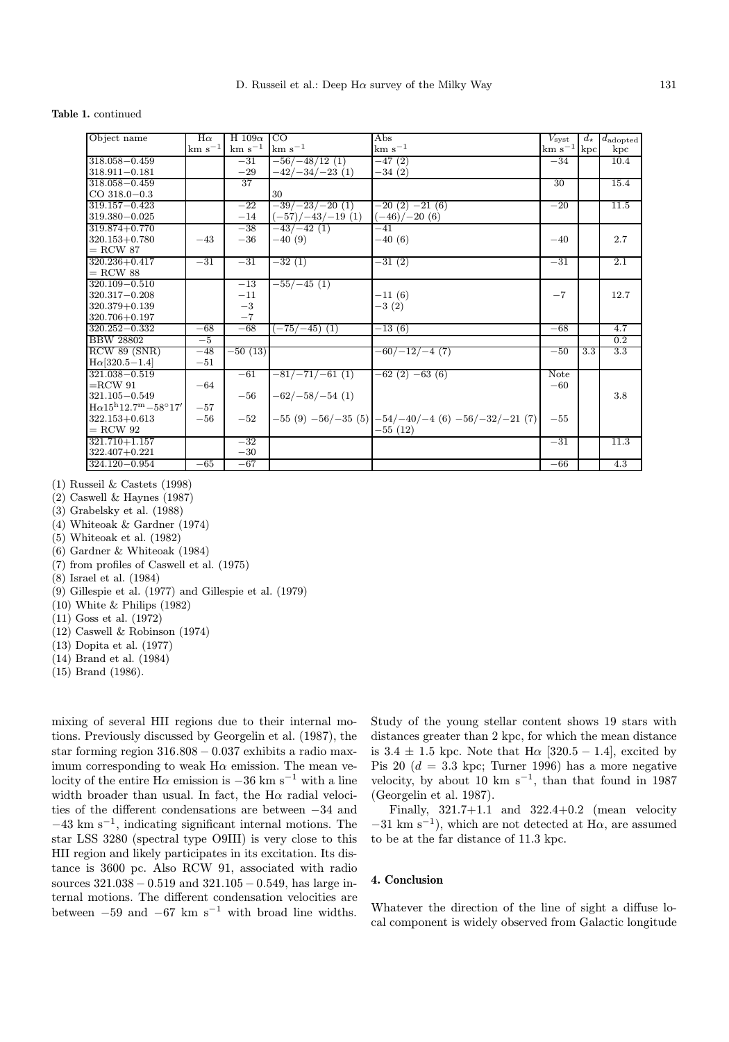**Table 1.** continued

| Object name | Hα km s$^{-1}$ | H 109α km s$^{-1}$ | CO km s$^{-1}$ | Abs km s$^{-1}$ | $V_{\rm syst}$ km s$^{-1}$ | $d_\star$ kpc | $d_{\rm adopted}$ kpc |
|---|---|---|---|---|---|---|---|
| 318.058−0.459 | | −31 | −56/−48/12 (1) | −47 (2) | −34 | | 10.4 |
| 318.911−0.181 | | −29 | −42/−34/−23 (1) | −34 (2) | | | |
| 318.058−0.459 | | 37 | | | 30 | | 15.4 |
| CO 318.0−0.3 | | | 30 | | | | |
| 319.157−0.423 | | −22 | −39/−23/−20 (1) | −20 (2) −21 (6) | −20 | | 11.5 |
| 319.380−0.025 | | −14 | (−57)/−43/−19 (1) | (−46)/−20 (6) | | | |
| 319.874+0.770 | | −38 | −43/−42 (1) | −41 | | | |
| 320.153+0.780 | −43 | −36 | −40 (9) | −40 (6) | −40 | | 2.7 |
| = RCW 87 | | | | | | | |
| 320.236+0.417 | −31 | −31 | −32 (1) | −31 (2) | −31 | | 2.1 |
| = RCW 88 | | | | | | | |
| 320.109−0.510 | | −13 | −55/−45 (1) | | | | |
| 320.317−0.208 | | −11 | | −11 (6) | −7 | | 12.7 |
| 320.379+0.139 | | −3 | | −3 (2) | | | |
| 320.706+0.197 | | −7 | | | | | |
| 320.252−0.332 | −68 | −68 | (−75/−45) (1) | −13 (6) | −68 | | 4.7 |
| BBW 28802 | −5 | | | | | | 0.2 |
| RCW 89 (SNR) | −48 | −50 (13) | | −60/−12/−4 (7) | −50 | 3.3 | 3.3 |
| Hα[320.5−1.4] | −51 | | | | | | |
| 321.038−0.519 | | −61 | −81/−71/−61 (1) | −62 (2) −63 (6) | Note | | |
| =RCW 91 | −64 | | | | −60 | | |
| 321.105−0.549 | | −56 | −62/−58/−54 (1) | | | | 3.8 |
| Hα15$^{\rm h}$12.7$^{\rm m}$−58°17′ | −57 | | | | | | |
| 322.153+0.613 | −56 | −52 | −55 (9) −56/−35 (5) | −54/−40/−4 (6) −56/−32/−21 (7) | −55 | | |
| = RCW 92 | | | | −55 (12) | | | |
| 321.710+1.157 | | −32 | | | −31 | | 11.3 |
| 322.407+0.221 | | −30 | | | | | |
| 324.120−0.954 | −65 | −67 | | | −66 | | 4.3 |

(1) Russeil & Castets (1998)
(2) Caswell & Haynes (1987)
(3) Grabelsky et al. (1988)
(4) Whiteoak & Gardner (1974)
(5) Whiteoak et al. (1982)
(6) Gardner & Whiteoak (1984)
(7) from profiles of Caswell et al. (1975)
(8) Israel et al. (1984)
(9) Gillespie et al. (1977) and Gillespie et al. (1979)
(10) White & Philips (1982)
(11) Goss et al. (1972)
(12) Caswell & Robinson (1974)
(13) Dopita et al. (1977)
(14) Brand et al. (1984)
(15) Brand (1986).

mixing of several HII regions due to their internal motions. Previously discussed by Georgelin et al. (1987), the star forming region $316.808-0.037$ exhibits a radio maximum corresponding to weak Hα emission. The mean velocity of the entire Hα emission is $-36$ km s$^{-1}$ with a line width broader than usual. In fact, the Hα radial velocities of the different condensations are between $-34$ and $-43$ km s$^{-1}$, indicating significant internal motions. The star LSS 3280 (spectral type O9III) is very close to this HII region and likely participates in its excitation. Its distance is 3600 pc. Also RCW 91, associated with radio sources $321.038-0.519$ and $321.105-0.549$, has large internal motions. The different condensation velocities are between $-59$ and $-67$ km s$^{-1}$ with broad line widths. Study of the young stellar content shows 19 stars with distances greater than 2 kpc, for which the mean distance is $3.4 \pm 1.5$ kpc. Note that Hα $[320.5-1.4]$, excited by Pis 20 ($d = 3.3$ kpc; Turner 1996) has a more negative velocity, by about 10 km s$^{-1}$, than that found in 1987 (Georgelin et al. 1987).

Finally, 321.7+1.1 and 322.4+0.2 (mean velocity $-31$ km s$^{-1}$), which are not detected at Hα, are assumed to be at the far distance of 11.3 kpc.

## 4. Conclusion

Whatever the direction of the line of sight a diffuse local component is widely observed from Galactic longitude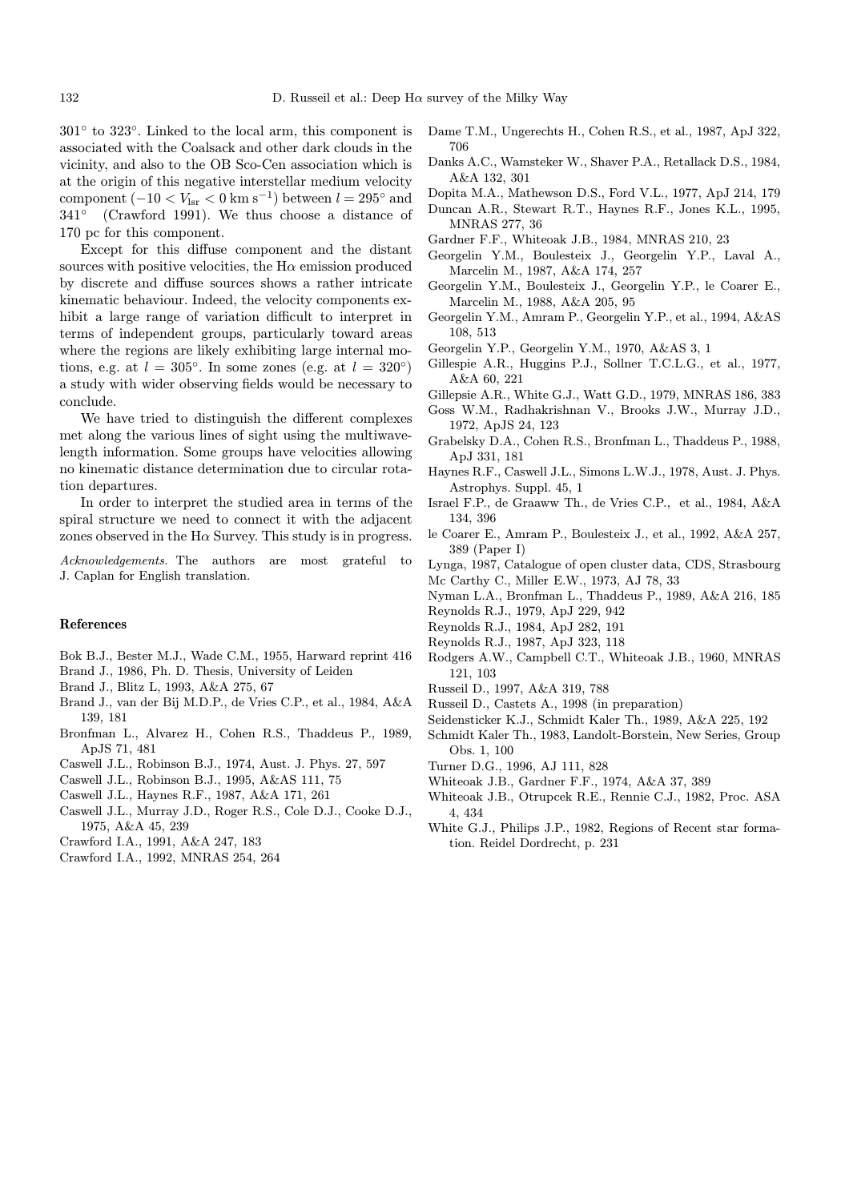301° to 323°. Linked to the local arm, this component is associated with the Coalsack and other dark clouds in the vicinity, and also to the OB Sco-Cen association which is at the origin of this negative interstellar medium velocity component ($-10 < V_{\rm lsr} < 0$ km s$^{-1}$) between $l = 295°$ and 341° (Crawford 1991). We thus choose a distance of 170 pc for this component.

Except for this diffuse component and the distant sources with positive velocities, the Hα emission produced by discrete and diffuse sources shows a rather intricate kinematic behaviour. Indeed, the velocity components exhibit a large range of variation difficult to interpret in terms of independent groups, particularly toward areas where the regions are likely exhibiting large internal motions, e.g. at $l = 305°$. In some zones (e.g. at $l = 320°$) a study with wider observing fields would be necessary to conclude.

We have tried to distinguish the different complexes met along the various lines of sight using the multiwavelength information. Some groups have velocities allowing no kinematic distance determination due to circular rotation departures.

In order to interpret the studied area in terms of the spiral structure we need to connect it with the adjacent zones observed in the Hα Survey. This study is in progress.

*Acknowledgements.* The authors are most grateful to J. Caplan for English translation.

## References

Bok B.J., Bester M.J., Wade C.M., 1955, Harward reprint 416

Brand J., 1986, Ph. D. Thesis, University of Leiden

Brand J., Blitz L, 1993, A&A 275, 67

Brand J., van der Bij M.D.P., de Vries C.P., et al., 1984, A&A 139, 181

Bronfman L., Alvarez H., Cohen R.S., Thaddeus P., 1989, ApJS 71, 481

Caswell J.L., Robinson B.J., 1974, Aust. J. Phys. 27, 597

Caswell J.L., Robinson B.J., 1995, A&AS 111, 75

Caswell J.L., Haynes R.F., 1987, A&A 171, 261

Caswell J.L., Murray J.D., Roger R.S., Cole D.J., Cooke D.J., 1975, A&A 45, 239

Crawford I.A., 1991, A&A 247, 183

Crawford I.A., 1992, MNRAS 254, 264

Dame T.M., Ungerechts H., Cohen R.S., et al., 1987, ApJ 322, 706

Danks A.C., Wamsteker W., Shaver P.A., Retallack D.S., 1984, A&A 132, 301

Dopita M.A., Mathewson D.S., Ford V.L., 1977, ApJ 214, 179

Duncan A.R., Stewart R.T., Haynes R.F., Jones K.L., 1995, MNRAS 277, 36

Gardner F.F., Whiteoak J.B., 1984, MNRAS 210, 23

Georgelin Y.M., Boulesteix J., Georgelin Y.P., Laval A., Marcelin M., 1987, A&A 174, 257

Georgelin Y.M., Boulesteix J., Georgelin Y.P., le Coarer E., Marcelin M., 1988, A&A 205, 95

Georgelin Y.M., Amram P., Georgelin Y.P., et al., 1994, A&AS 108, 513

Georgelin Y.P., Georgelin Y.M., 1970, A&AS 3, 1

Gillespie A.R., Huggins P.J., Sollner T.C.L.G., et al., 1977, A&A 60, 221

Gillepsie A.R., White G.J., Watt G.D., 1979, MNRAS 186, 383

Goss W.M., Radhakrishnan V., Brooks J.W., Murray J.D., 1972, ApJS 24, 123

Grabelsky D.A., Cohen R.S., Bronfman L., Thaddeus P., 1988, ApJ 331, 181

Haynes R.F., Caswell J.L., Simons L.W.J., 1978, Aust. J. Phys. Astrophys. Suppl. 45, 1

Israel F.P., de Graaww Th., de Vries C.P., et al., 1984, A&A 134, 396

le Coarer E., Amram P., Boulesteix J., et al., 1992, A&A 257, 389 (Paper I)

Lynga, 1987, Catalogue of open cluster data, CDS, Strasbourg

Mc Carthy C., Miller E.W., 1973, AJ 78, 33

Nyman L.A., Bronfman L., Thaddeus P., 1989, A&A 216, 185

Reynolds R.J., 1979, ApJ 229, 942

Reynolds R.J., 1984, ApJ 282, 191

Reynolds R.J., 1987, ApJ 323, 118

Rodgers A.W., Campbell C.T., Whiteoak J.B., 1960, MNRAS 121, 103

Russeil D., 1997, A&A 319, 788

Russeil D., Castets A., 1998 (in preparation)

Seidensticker K.J., Schmidt Kaler Th., 1989, A&A 225, 192

Schmidt Kaler Th., 1983, Landolt-Borstein, New Series, Group Obs. 1, 100

Turner D.G., 1996, AJ 111, 828

Whiteoak J.B., Gardner F.F., 1974, A&A 37, 389

Whiteoak J.B., Otrupcek R.E., Rennie C.J., 1982, Proc. ASA 4, 434

White G.J., Philips J.P., 1982, Regions of Recent star formation. Reidel Dordrecht, p. 231